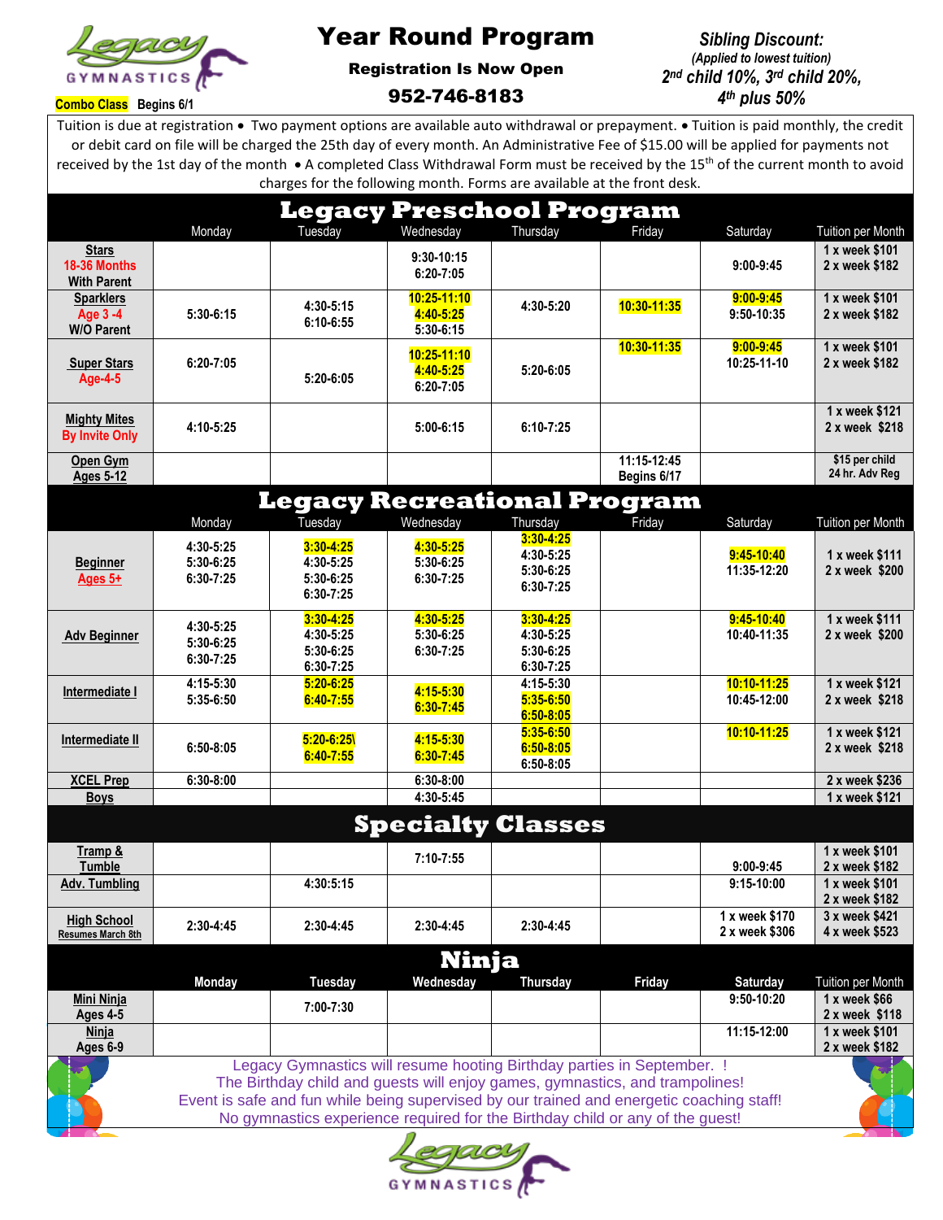Legacy GYMNASTICS

Combo Class Begins 6/1

# Year Round Program

**Registration Is Now Open**

**952-746-8183**

***Sibling Discount:***
*(Applied to lowest tuition)*
***2nd child 10%, 3rd child 20%, 4th plus 50%***

Tuition is due at registration • Two payment options are available auto withdrawal or prepayment. • Tuition is paid monthly, the credit or debit card on file will be charged the 25th day of every month. An Administrative Fee of $15.00 will be applied for payments not received by the 1st day of the month • A completed Class Withdrawal Form must be received by the 15th of the current month to avoid charges for the following month. Forms are available at the front desk.

## Legacy Preschool Program

| | Monday | Tuesday | Wednesday | Thursday | Friday | Saturday | Tuition per Month |
|---|---|---|---|---|---|---|---|
| **Stars** 18-36 Months With Parent | | | 9:30-10:15<br>6:20-7:05 | | | 9:00-9:45 | 1 x week $101<br>2 x week $182 |
| **Sparklers** Age 3 -4 W/O Parent | 5:30-6:15 | 4:30-5:15<br>6:10-6:55 | 10:25-11:10<br>4:40-5:25<br>5:30-6:15 | 4:30-5:20 | 10:30-11:35 | 9:00-9:45<br>9:50-10:35 | 1 x week $101<br>2 x week $182 |
| **Super Stars** Age-4-5 | 6:20-7:05 | 5:20-6:05 | 10:25-11:10<br>4:40-5:25<br>6:20-7:05 | 5:20-6:05 | 10:30-11:35 | 9:00-9:45<br>10:25-11-10 | 1 x week $101<br>2 x week $182 |
| **Mighty Mites** By Invite Only | 4:10-5:25 | | 5:00-6:15 | 6:10-7:25 | | | 1 x week $121<br>2 x week $218 |
| **Open Gym** Ages 5-12 | | | | | 11:15-12:45<br>Begins 6/17 | | $15 per child<br>24 hr. Adv Reg |

## Legacy Recreational Program

| | Monday | Tuesday | Wednesday | Thursday | Friday | Saturday | Tuition per Month |
|---|---|---|---|---|---|---|---|
| **Beginner** Ages 5+ | 4:30-5:25<br>5:30-6:25<br>6:30-7:25 | 3:30-4:25<br>4:30-5:25<br>5:30-6:25<br>6:30-7:25 | 4:30-5:25<br>5:30-6:25<br>6:30-7:25 | 3:30-4:25<br>4:30-5:25<br>5:30-6:25<br>6:30-7:25 | | 9:45-10:40<br>11:35-12:20 | 1 x week $111<br>2 x week $200 |
| **Adv Beginner** | 4:30-5:25<br>5:30-6:25<br>6:30-7:25 | 3:30-4:25<br>4:30-5:25<br>5:30-6:25<br>6:30-7:25 | 4:30-5:25<br>5:30-6:25<br>6:30-7:25 | 3:30-4:25<br>4:30-5:25<br>5:30-6:25<br>6:30-7:25 | | 9:45-10:40<br>10:40-11:35 | 1 x week $111<br>2 x week $200 |
| **Intermediate I** | 4:15-5:30<br>5:35-6:50 | 5:20-6:25<br>6:40-7:55 | 4:15-5:30<br>6:30-7:45 | 4:15-5:30<br>5:35-6:50<br>6:50-8:05 | | 10:10-11:25<br>10:45-12:00 | 1 x week $121<br>2 x week $218 |
| **Intermediate II** | 6:50-8:05 | 5:20-6:25\<br>6:40-7:55 | 4:15-5:30<br>6:30-7:45 | 5:35-6:50<br>6:50-8:05<br>6:50-8:05 | | 10:10-11:25 | 1 x week $121<br>2 x week $218 |
| **XCEL Prep** | 6:30-8:00 | | 6:30-8:00 | | | | 2 x week $236 |
| **Boys** | | | 4:30-5:45 | | | | 1 x week $121 |

## Specialty Classes

| | Monday | Tuesday | Wednesday | Thursday | Friday | Saturday | Tuition per Month |
|---|---|---|---|---|---|---|---|
| **Tramp & Tumble** | | | 7:10-7:55 | | | 9:00-9:45 | 1 x week $101<br>2 x week $182 |
| **Adv. Tumbling** | | 4:30:5:15 | | | | 9:15-10:00 | 1 x week $101<br>2 x week $182 |
| **High School** Resumes March 8th | 2:30-4:45 | 2:30-4:45 | 2:30-4:45 | 2:30-4:45 | | 1 x week $170<br>2 x week $306 | 3 x week $421<br>4 x week $523 |

## Ninja

| | Monday | Tuesday | Wednesday | Thursday | Friday | Saturday | Tuition per Month |
|---|---|---|---|---|---|---|---|
| **Mini Ninja** Ages 4-5 | | 7:00-7:30 | | | | 9:50-10:20 | 1 x week $66<br>2 x week $118 |
| **Ninja** Ages 6-9 | | | | | | 11:15-12:00 | 1 x week $101<br>2 x week $182 |

Legacy Gymnastics will resume hooting Birthday parties in September. !
The Birthday child and guests will enjoy games, gymnastics, and trampolines!
Event is safe and fun while being supervised by our trained and energetic coaching staff!
No gymnastics experience required for the Birthday child or any of the guest!

Legacy GYMNASTICS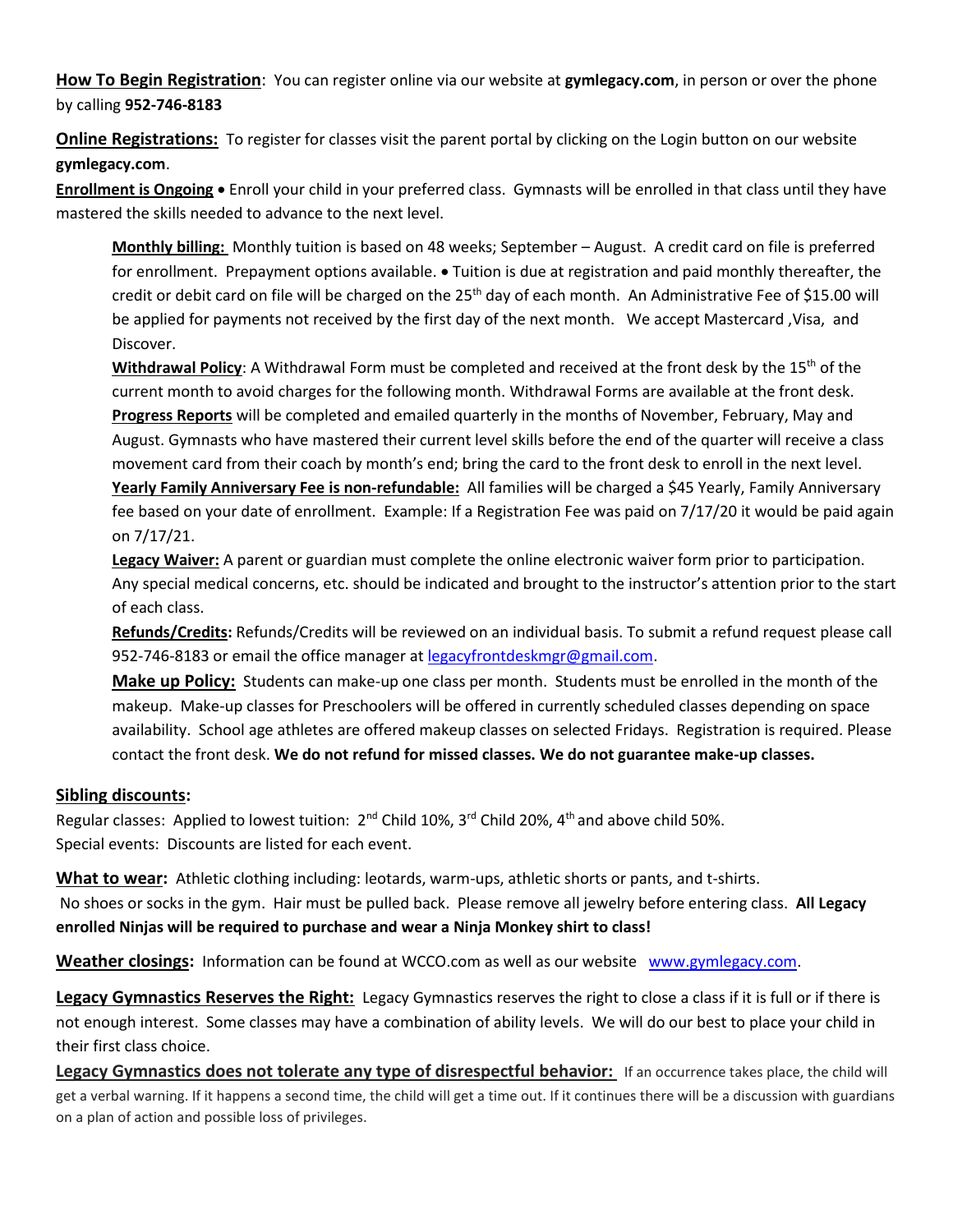**How To Begin Registration**: You can register online via our website at **gymlegacy.com**, in person or over the phone by calling **952-746-8183**

**Online Registrations:** To register for classes visit the parent portal by clicking on the Login button on our website **gymlegacy.com**.

**Enrollment is Ongoing** • Enroll your child in your preferred class. Gymnasts will be enrolled in that class until they have mastered the skills needed to advance to the next level.

> **Monthly billing:** Monthly tuition is based on 48 weeks; September – August. A credit card on file is preferred for enrollment. Prepayment options available. • Tuition is due at registration and paid monthly thereafter, the credit or debit card on file will be charged on the 25th day of each month. An Administrative Fee of $15.00 will be applied for payments not received by the first day of the next month. We accept Mastercard ,Visa, and Discover.
>
> **Withdrawal Policy**: A Withdrawal Form must be completed and received at the front desk by the 15th of the current month to avoid charges for the following month. Withdrawal Forms are available at the front desk.
>
> **Progress Reports** will be completed and emailed quarterly in the months of November, February, May and August. Gymnasts who have mastered their current level skills before the end of the quarter will receive a class movement card from their coach by month's end; bring the card to the front desk to enroll in the next level.
>
> **Yearly Family Anniversary Fee is non-refundable:** All families will be charged a $45 Yearly, Family Anniversary fee based on your date of enrollment. Example: If a Registration Fee was paid on 7/17/20 it would be paid again on 7/17/21.
>
> **Legacy Waiver:** A parent or guardian must complete the online electronic waiver form prior to participation. Any special medical concerns, etc. should be indicated and brought to the instructor's attention prior to the start of each class.
>
> **Refunds/Credits:** Refunds/Credits will be reviewed on an individual basis. To submit a refund request please call 952-746-8183 or email the office manager at legacyfrontdeskmgr@gmail.com.
>
> **Make up Policy:** Students can make-up one class per month. Students must be enrolled in the month of the makeup. Make-up classes for Preschoolers will be offered in currently scheduled classes depending on space availability. School age athletes are offered makeup classes on selected Fridays. Registration is required. Please contact the front desk. **We do not refund for missed classes. We do not guarantee make-up classes.**

**Sibling discounts:**

Regular classes: Applied to lowest tuition: 2nd Child 10%, 3rd Child 20%, 4th and above child 50%.
Special events: Discounts are listed for each event.

**What to wear:** Athletic clothing including: leotards, warm-ups, athletic shorts or pants, and t-shirts.
No shoes or socks in the gym. Hair must be pulled back. Please remove all jewelry before entering class. **All Legacy enrolled Ninjas will be required to purchase and wear a Ninja Monkey shirt to class!**

**Weather closings:** Information can be found at WCCO.com as well as our website www.gymlegacy.com.

**Legacy Gymnastics Reserves the Right:** Legacy Gymnastics reserves the right to close a class if it is full or if there is not enough interest. Some classes may have a combination of ability levels. We will do our best to place your child in their first class choice.

**Legacy Gymnastics does not tolerate any type of disrespectful behavior:** If an occurrence takes place, the child will get a verbal warning. If it happens a second time, the child will get a time out. If it continues there will be a discussion with guardians on a plan of action and possible loss of privileges.